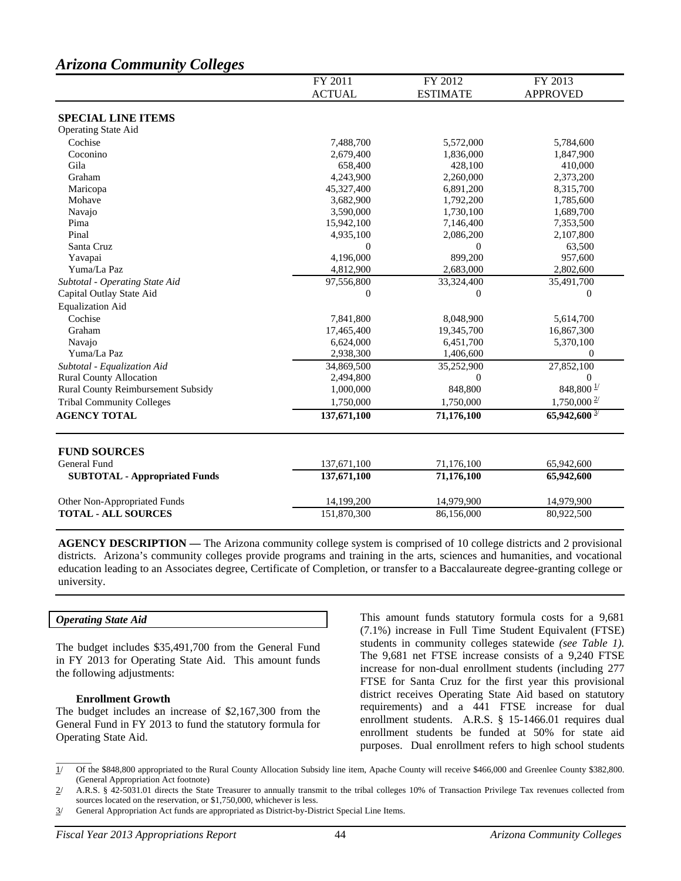## *Arizona Community Colleges*

| | FY 2011 ACTUAL | FY 2012 ESTIMATE | FY 2013 APPROVED |
|---|---|---|---|
| **SPECIAL LINE ITEMS** | | | |
| Operating State Aid | | | |
| Cochise | 7,488,700 | 5,572,000 | 5,784,600 |
| Coconino | 2,679,400 | 1,836,000 | 1,847,900 |
| Gila | 658,400 | 428,100 | 410,000 |
| Graham | 4,243,900 | 2,260,000 | 2,373,200 |
| Maricopa | 45,327,400 | 6,891,200 | 8,315,700 |
| Mohave | 3,682,900 | 1,792,200 | 1,785,600 |
| Navajo | 3,590,000 | 1,730,100 | 1,689,700 |
| Pima | 15,942,100 | 7,146,400 | 7,353,500 |
| Pinal | 4,935,100 | 2,086,200 | 2,107,800 |
| Santa Cruz | 0 | 0 | 63,500 |
| Yavapai | 4,196,000 | 899,200 | 957,600 |
| Yuma/La Paz | 4,812,900 | 2,683,000 | 2,802,600 |
| *Subtotal - Operating State Aid* | 97,556,800 | 33,324,400 | 35,491,700 |
| Capital Outlay State Aid | 0 | 0 | 0 |
| Equalization Aid | | | |
| Cochise | 7,841,800 | 8,048,900 | 5,614,700 |
| Graham | 17,465,400 | 19,345,700 | 16,867,300 |
| Navajo | 6,624,000 | 6,451,700 | 5,370,100 |
| Yuma/La Paz | 2,938,300 | 1,406,600 | 0 |
| *Subtotal - Equalization Aid* | 34,869,500 | 35,252,900 | 27,852,100 |
| Rural County Allocation | 2,494,800 | 0 | 0 |
| Rural County Reimbursement Subsidy | 1,000,000 | 848,800 | 848,800 1/ |
| Tribal Community Colleges | 1,750,000 | 1,750,000 | 1,750,000 2/ |
| **AGENCY TOTAL** | **137,671,100** | **71,176,100** | **65,942,600 3/** |
| | | | |
| **FUND SOURCES** | | | |
| General Fund | 137,671,100 | 71,176,100 | 65,942,600 |
| **SUBTOTAL - Appropriated Funds** | **137,671,100** | **71,176,100** | **65,942,600** |
| Other Non-Appropriated Funds | 14,199,200 | 14,979,900 | 14,979,900 |
| **TOTAL - ALL SOURCES** | 151,870,300 | 86,156,000 | 80,922,500 |

**AGENCY DESCRIPTION —** The Arizona community college system is comprised of 10 college districts and 2 provisional districts. Arizona's community colleges provide programs and training in the arts, sciences and humanities, and vocational education leading to an Associates degree, Certificate of Completion, or transfer to a Baccalaureate degree-granting college or university.

### *Operating State Aid*

The budget includes $35,491,700 from the General Fund in FY 2013 for Operating State Aid. This amount funds the following adjustments:

**Enrollment Growth**

The budget includes an increase of $2,167,300 from the General Fund in FY 2013 to fund the statutory formula for Operating State Aid.

This amount funds statutory formula costs for a 9,681 (7.1%) increase in Full Time Student Equivalent (FTSE) students in community colleges statewide *(see Table 1).* The 9,681 net FTSE increase consists of a 9,240 FTSE increase for non-dual enrollment students (including 277 FTSE for Santa Cruz for the first year this provisional district receives Operating State Aid based on statutory requirements) and a 441 FTSE increase for dual enrollment students. A.R.S. § 15-1466.01 requires dual enrollment students be funded at 50% for state aid purposes. Dual enrollment refers to high school students

1/ Of the $848,800 appropriated to the Rural County Allocation Subsidy line item, Apache County will receive $466,000 and Greenlee County $382,800. (General Appropriation Act footnote)

2/ A.R.S. § 42-5031.01 directs the State Treasurer to annually transmit to the tribal colleges 10% of Transaction Privilege Tax revenues collected from sources located on the reservation, or $1,750,000, whichever is less.

3/ General Appropriation Act funds are appropriated as District-by-District Special Line Items.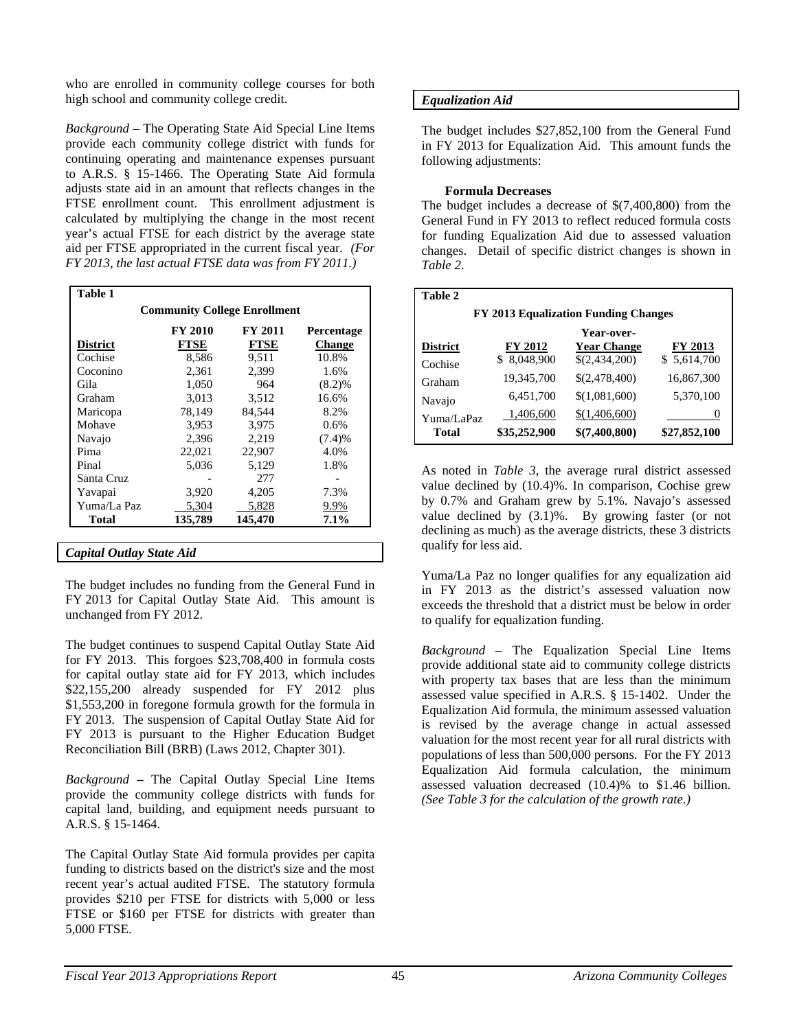who are enrolled in community college courses for both high school and community college credit.

*Background* – The Operating State Aid Special Line Items provide each community college district with funds for continuing operating and maintenance expenses pursuant to A.R.S. § 15-1466. The Operating State Aid formula adjusts state aid in an amount that reflects changes in the FTSE enrollment count. This enrollment adjustment is calculated by multiplying the change in the most recent year's actual FTSE for each district by the average state aid per FTSE appropriated in the current fiscal year. *(For FY 2013, the last actual FTSE data was from FY 2011.)*

**Table 1**

**Community College Enrollment**

| District | FY 2010 FTSE | FY 2011 FTSE | Percentage Change |
|---|---|---|---|
| Cochise | 8,586 | 9,511 | 10.8% |
| Coconino | 2,361 | 2,399 | 1.6% |
| Gila | 1,050 | 964 | (8.2)% |
| Graham | 3,013 | 3,512 | 16.6% |
| Maricopa | 78,149 | 84,544 | 8.2% |
| Mohave | 3,953 | 3,975 | 0.6% |
| Navajo | 2,396 | 2,219 | (7.4)% |
| Pima | 22,021 | 22,907 | 4.0% |
| Pinal | 5,036 | 5,129 | 1.8% |
| Santa Cruz | - | 277 | - |
| Yavapai | 3,920 | 4,205 | 7.3% |
| Yuma/La Paz | 5,304 | 5,828 | 9.9% |
| **Total** | **135,789** | **145,470** | **7.1%** |

### *Capital Outlay State Aid*

The budget includes no funding from the General Fund in FY 2013 for Capital Outlay State Aid. This amount is unchanged from FY 2012.

The budget continues to suspend Capital Outlay State Aid for FY 2013. This forgoes $23,708,400 in formula costs for capital outlay state aid for FY 2013, which includes $22,155,200 already suspended for FY 2012 plus $1,553,200 in foregone formula growth for the formula in FY 2013. The suspension of Capital Outlay State Aid for FY 2013 is pursuant to the Higher Education Budget Reconciliation Bill (BRB) (Laws 2012, Chapter 301).

*Background* **–** The Capital Outlay Special Line Items provide the community college districts with funds for capital land, building, and equipment needs pursuant to A.R.S. § 15-1464.

The Capital Outlay State Aid formula provides per capita funding to districts based on the district's size and the most recent year's actual audited FTSE. The statutory formula provides $210 per FTSE for districts with 5,000 or less FTSE or $160 per FTSE for districts with greater than 5,000 FTSE.

### *Equalization Aid*

The budget includes $27,852,100 from the General Fund in FY 2013 for Equalization Aid. This amount funds the following adjustments:

**Formula Decreases**

The budget includes a decrease of $(7,400,800) from the General Fund in FY 2013 to reflect reduced formula costs for funding Equalization Aid due to assessed valuation changes. Detail of specific district changes is shown in *Table 2*.

**Table 2**

**FY 2013 Equalization Funding Changes**

| District | FY 2012 | Year-over-Year Change | FY 2013 |
|---|---|---|---|
| Cochise | $ 8,048,900 | $(2,434,200) | $ 5,614,700 |
| Graham | 19,345,700 | $(2,478,400) | 16,867,300 |
| Navajo | 6,451,700 | $(1,081,600) | 5,370,100 |
| Yuma/LaPaz | 1,406,600 | $(1,406,600) | 0 |
| **Total** | **$35,252,900** | **$(7,400,800)** | **$27,852,100** |

As noted in *Table 3*, the average rural district assessed value declined by (10.4)%. In comparison, Cochise grew by 0.7% and Graham grew by 5.1%. Navajo's assessed value declined by (3.1)%. By growing faster (or not declining as much) as the average districts, these 3 districts qualify for less aid.

Yuma/La Paz no longer qualifies for any equalization aid in FY 2013 as the district's assessed valuation now exceeds the threshold that a district must be below in order to qualify for equalization funding.

*Background* – The Equalization Special Line Items provide additional state aid to community college districts with property tax bases that are less than the minimum assessed value specified in A.R.S. § 15-1402. Under the Equalization Aid formula, the minimum assessed valuation is revised by the average change in actual assessed valuation for the most recent year for all rural districts with populations of less than 500,000 persons. For the FY 2013 Equalization Aid formula calculation, the minimum assessed valuation decreased (10.4)% to $1.46 billion. *(See Table 3 for the calculation of the growth rate.)*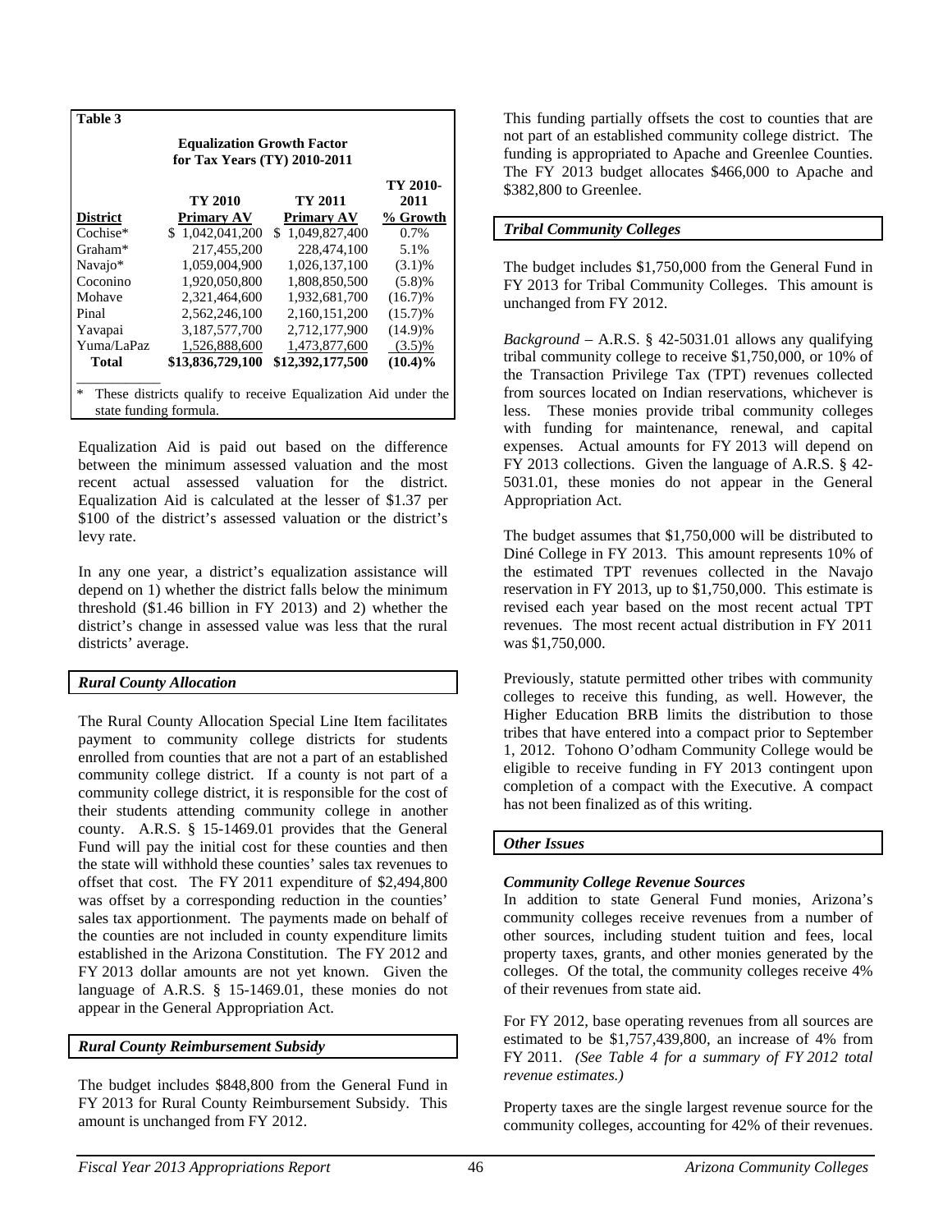**Table 3**

**Equalization Growth Factor for Tax Years (TY) 2010-2011**

| District | TY 2010 Primary AV | TY 2011 Primary AV | TY 2010-2011 % Growth |
|---|---|---|---|
| Cochise* | $ 1,042,041,200 | $ 1,049,827,400 | 0.7% |
| Graham* | 217,455,200 | 228,474,100 | 5.1% |
| Navajo* | 1,059,004,900 | 1,026,137,100 | (3.1)% |
| Coconino | 1,920,050,800 | 1,808,850,500 | (5.8)% |
| Mohave | 2,321,464,600 | 1,932,681,700 | (16.7)% |
| Pinal | 2,562,246,100 | 2,160,151,200 | (15.7)% |
| Yavapai | 3,187,577,700 | 2,712,177,900 | (14.9)% |
| Yuma/LaPaz | 1,526,888,600 | 1,473,877,600 | (3.5)% |
| **Total** | **$13,836,729,100** | **$12,392,177,500** | **(10.4)%** |

\* These districts qualify to receive Equalization Aid under the state funding formula.

Equalization Aid is paid out based on the difference between the minimum assessed valuation and the most recent actual assessed valuation for the district. Equalization Aid is calculated at the lesser of $1.37 per $100 of the district's assessed valuation or the district's levy rate.

In any one year, a district's equalization assistance will depend on 1) whether the district falls below the minimum threshold ($1.46 billion in FY 2013) and 2) whether the district's change in assessed value was less that the rural districts' average.

### *Rural County Allocation*

The Rural County Allocation Special Line Item facilitates payment to community college districts for students enrolled from counties that are not a part of an established community college district. If a county is not part of a community college district, it is responsible for the cost of their students attending community college in another county. A.R.S. § 15-1469.01 provides that the General Fund will pay the initial cost for these counties and then the state will withhold these counties' sales tax revenues to offset that cost. The FY 2011 expenditure of $2,494,800 was offset by a corresponding reduction in the counties' sales tax apportionment. The payments made on behalf of the counties are not included in county expenditure limits established in the Arizona Constitution. The FY 2012 and FY 2013 dollar amounts are not yet known. Given the language of A.R.S. § 15-1469.01, these monies do not appear in the General Appropriation Act.

### *Rural County Reimbursement Subsidy*

The budget includes $848,800 from the General Fund in FY 2013 for Rural County Reimbursement Subsidy. This amount is unchanged from FY 2012.

This funding partially offsets the cost to counties that are not part of an established community college district. The funding is appropriated to Apache and Greenlee Counties. The FY 2013 budget allocates $466,000 to Apache and $382,800 to Greenlee.

### *Tribal Community Colleges*

The budget includes $1,750,000 from the General Fund in FY 2013 for Tribal Community Colleges. This amount is unchanged from FY 2012.

*Background* – A.R.S. § 42-5031.01 allows any qualifying tribal community college to receive $1,750,000, or 10% of the Transaction Privilege Tax (TPT) revenues collected from sources located on Indian reservations, whichever is less. These monies provide tribal community colleges with funding for maintenance, renewal, and capital expenses. Actual amounts for FY 2013 will depend on FY 2013 collections. Given the language of A.R.S. § 42-5031.01, these monies do not appear in the General Appropriation Act.

The budget assumes that $1,750,000 will be distributed to Diné College in FY 2013. This amount represents 10% of the estimated TPT revenues collected in the Navajo reservation in FY 2013, up to $1,750,000. This estimate is revised each year based on the most recent actual TPT revenues. The most recent actual distribution in FY 2011 was $1,750,000.

Previously, statute permitted other tribes with community colleges to receive this funding, as well. However, the Higher Education BRB limits the distribution to those tribes that have entered into a compact prior to September 1, 2012. Tohono O'odham Community College would be eligible to receive funding in FY 2013 contingent upon completion of a compact with the Executive. A compact has not been finalized as of this writing.

### *Other Issues*

***Community College Revenue Sources***

In addition to state General Fund monies, Arizona's community colleges receive revenues from a number of other sources, including student tuition and fees, local property taxes, grants, and other monies generated by the colleges. Of the total, the community colleges receive 4% of their revenues from state aid.

For FY 2012, base operating revenues from all sources are estimated to be $1,757,439,800, an increase of 4% from FY 2011. *(See Table 4 for a summary of FY 2012 total revenue estimates.)*

Property taxes are the single largest revenue source for the community colleges, accounting for 42% of their revenues.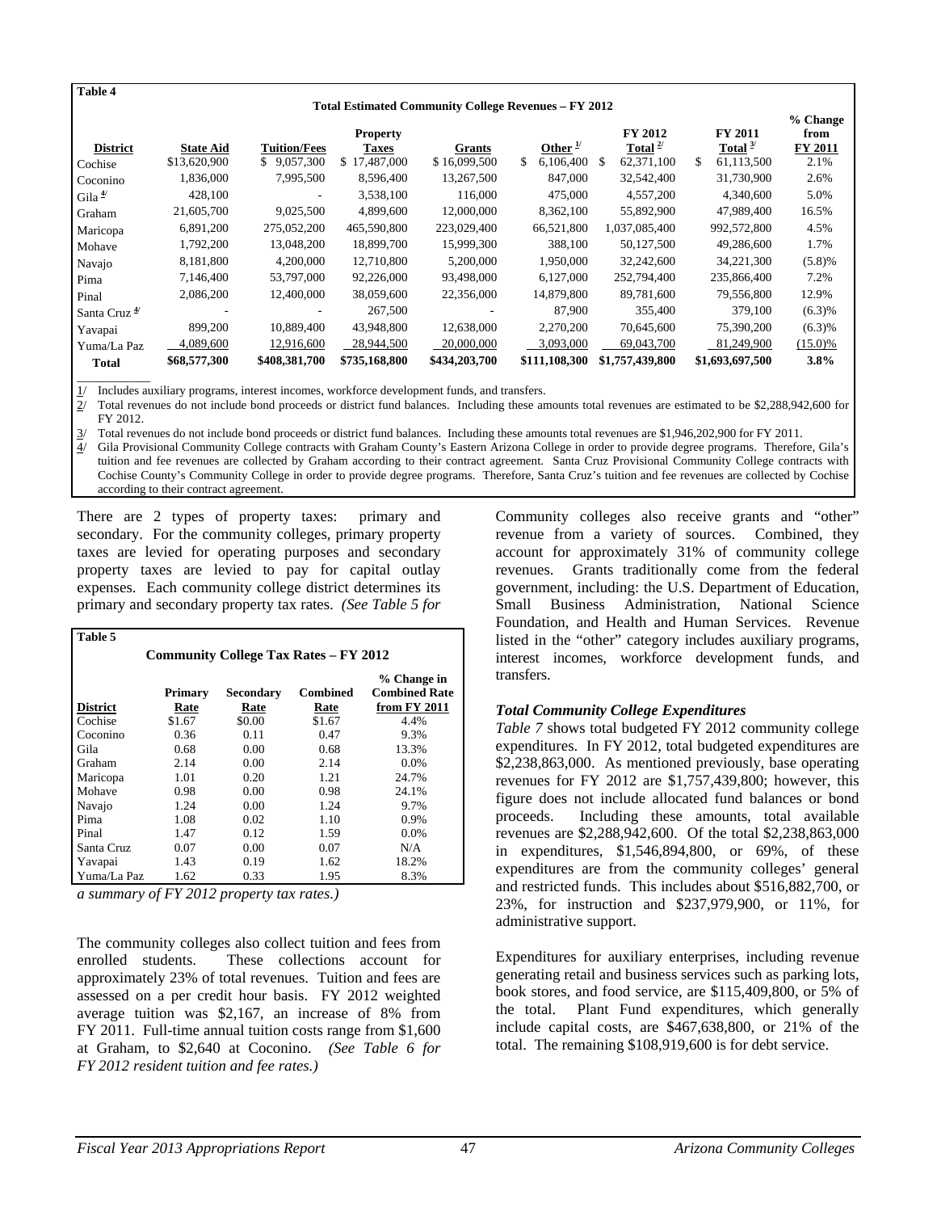**Table 4**

**Total Estimated Community College Revenues – FY 2012**

| District | State Aid | Tuition/Fees | Property Taxes | Grants | Other [1/] | FY 2012 Total [2/] | FY 2011 Total [3/] | % Change from FY 2011 |
|---|---|---|---|---|---|---|---|---|
| Cochise | $13,620,900 | $ 9,057,300 | $ 17,487,000 | $ 16,099,500 | $ 6,106,400 | $ 62,371,100 | $ 61,113,500 | 2.1% |
| Coconino | 1,836,000 | 7,995,500 | 8,596,400 | 13,267,500 | 847,000 | 32,542,400 | 31,730,900 | 2.6% |
| Gila [4/] | 428,100 | - | 3,538,100 | 116,000 | 475,000 | 4,557,200 | 4,340,600 | 5.0% |
| Graham | 21,605,700 | 9,025,500 | 4,899,600 | 12,000,000 | 8,362,100 | 55,892,900 | 47,989,400 | 16.5% |
| Maricopa | 6,891,200 | 275,052,200 | 465,590,800 | 223,029,400 | 66,521,800 | 1,037,085,400 | 992,572,800 | 4.5% |
| Mohave | 1,792,200 | 13,048,200 | 18,899,700 | 15,999,300 | 388,100 | 50,127,500 | 49,286,600 | 1.7% |
| Navajo | 8,181,800 | 4,200,000 | 12,710,800 | 5,200,000 | 1,950,000 | 32,242,600 | 34,221,300 | (5.8)% |
| Pima | 7,146,400 | 53,797,000 | 92,226,000 | 93,498,000 | 6,127,000 | 252,794,400 | 235,866,400 | 7.2% |
| Pinal | 2,086,200 | 12,400,000 | 38,059,600 | 22,356,000 | 14,879,800 | 89,781,600 | 79,556,800 | 12.9% |
| Santa Cruz [4/] | - | - | 267,500 | - | 87,900 | 355,400 | 379,100 | (6.3)% |
| Yavapai | 899,200 | 10,889,400 | 43,948,800 | 12,638,000 | 2,270,200 | 70,645,600 | 75,390,200 | (6.3)% |
| Yuma/La Paz | 4,089,600 | 12,916,600 | 28,944,500 | 20,000,000 | 3,093,000 | 69,043,700 | 81,249,900 | (15.0)% |
| **Total** | **$68,577,300** | **$408,381,700** | **$735,168,800** | **$434,203,700** | **$111,108,300** | **$1,757,439,800** | **$1,693,697,500** | **3.8%** |

1/ Includes auxiliary programs, interest incomes, workforce development funds, and transfers.
2/ Total revenues do not include bond proceeds or district fund balances. Including these amounts total revenues are estimated to be $2,288,942,600 for FY 2012.
3/ Total revenues do not include bond proceeds or district fund balances. Including these amounts total revenues are $1,946,202,900 for FY 2011.
4/ Gila Provisional Community College contracts with Graham County's Eastern Arizona College in order to provide degree programs. Therefore, Gila's tuition and fee revenues are collected by Graham according to their contract agreement. Santa Cruz Provisional Community College contracts with Cochise County's Community College in order to provide degree programs. Therefore, Santa Cruz's tuition and fee revenues are collected by Cochise according to their contract agreement.

There are 2 types of property taxes: primary and secondary. For the community colleges, primary property taxes are levied for operating purposes and secondary property taxes are levied to pay for capital outlay expenses. Each community college district determines its primary and secondary property tax rates. *(See Table 5 for a summary of FY 2012 property tax rates.)*

**Table 5**

**Community College Tax Rates – FY 2012**

| District | Primary Rate | Secondary Rate | Combined Rate | % Change in Combined Rate from FY 2011 |
|---|---|---|---|---|
| Cochise | $1.67 | $0.00 | $1.67 | 4.4% |
| Coconino | 0.36 | 0.11 | 0.47 | 9.3% |
| Gila | 0.68 | 0.00 | 0.68 | 13.3% |
| Graham | 2.14 | 0.00 | 2.14 | 0.0% |
| Maricopa | 1.01 | 0.20 | 1.21 | 24.7% |
| Mohave | 0.98 | 0.00 | 0.98 | 24.1% |
| Navajo | 1.24 | 0.00 | 1.24 | 9.7% |
| Pima | 1.08 | 0.02 | 1.10 | 0.9% |
| Pinal | 1.47 | 0.12 | 1.59 | 0.0% |
| Santa Cruz | 0.07 | 0.00 | 0.07 | N/A |
| Yavapai | 1.43 | 0.19 | 1.62 | 18.2% |
| Yuma/La Paz | 1.62 | 0.33 | 1.95 | 8.3% |

The community colleges also collect tuition and fees from enrolled students. These collections account for approximately 23% of total revenues. Tuition and fees are assessed on a per credit hour basis. FY 2012 weighted average tuition was $2,167, an increase of 8% from FY 2011. Full-time annual tuition costs range from $1,600 at Graham, to $2,640 at Coconino. *(See Table 6 for FY 2012 resident tuition and fee rates.)*

Community colleges also receive grants and "other" revenue from a variety of sources. Combined, they account for approximately 31% of community college revenues. Grants traditionally come from the federal government, including: the U.S. Department of Education, Small Business Administration, National Science Foundation, and Health and Human Services. Revenue listed in the "other" category includes auxiliary programs, interest incomes, workforce development funds, and transfers.

### *Total Community College Expenditures*

*Table 7* shows total budgeted FY 2012 community college expenditures. In FY 2012, total budgeted expenditures are $2,238,863,000. As mentioned previously, base operating revenues for FY 2012 are $1,757,439,800; however, this figure does not include allocated fund balances or bond proceeds. Including these amounts, total available revenues are $2,288,942,600. Of the total $2,238,863,000 in expenditures, $1,546,894,800, or 69%, of these expenditures are from the community colleges' general and restricted funds. This includes about $516,882,700, or 23%, for instruction and $237,979,900, or 11%, for administrative support.

Expenditures for auxiliary enterprises, including revenue generating retail and business services such as parking lots, book stores, and food service, are $115,409,800, or 5% of the total. Plant Fund expenditures, which generally include capital costs, are $467,638,800, or 21% of the total. The remaining $108,919,600 is for debt service.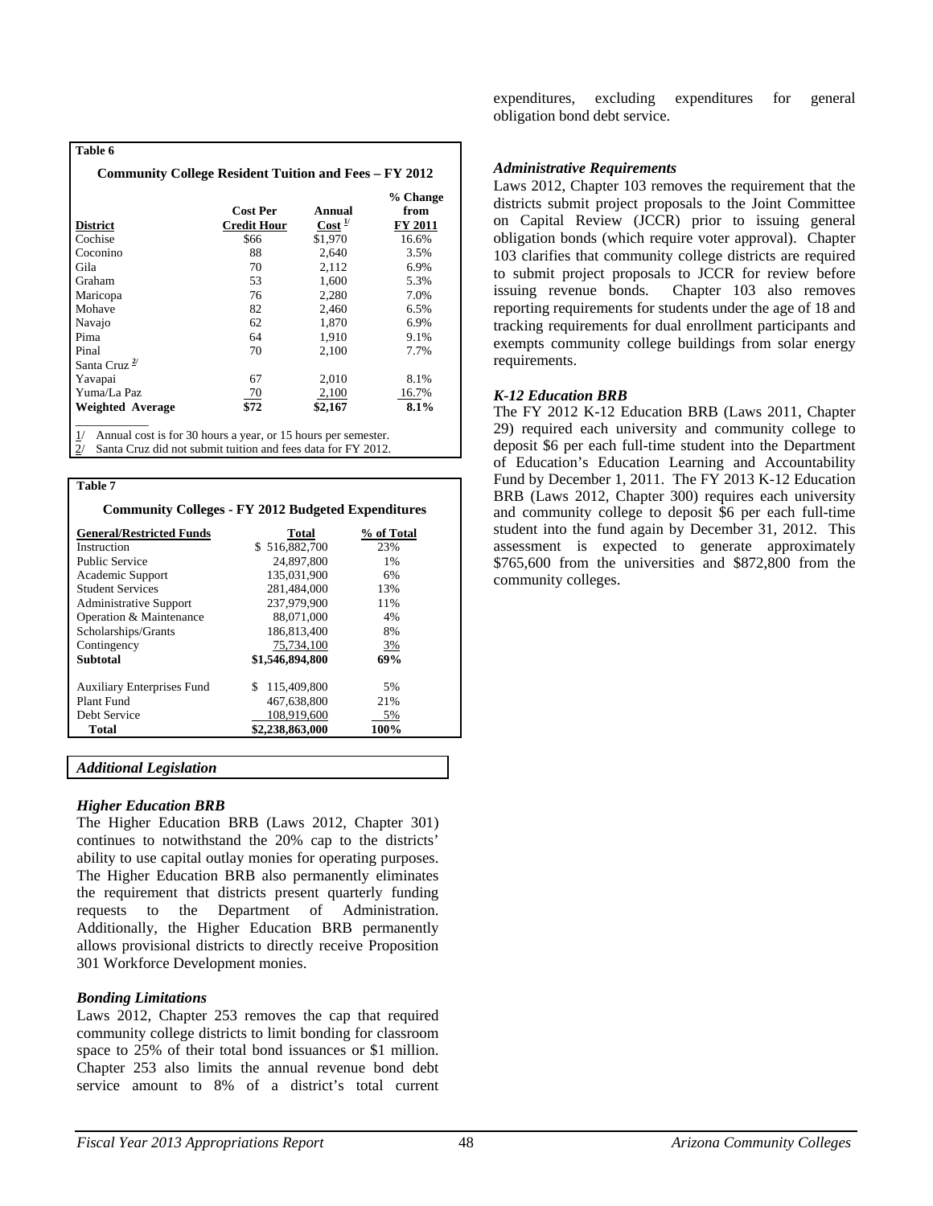**Table 6**

**Community College Resident Tuition and Fees – FY 2012**

| District | Cost Per Credit Hour | Annual Cost [1/] | % Change from FY 2011 |
|---|---|---|---|
| Cochise | $66 | $1,970 | 16.6% |
| Coconino | 88 | 2,640 | 3.5% |
| Gila | 70 | 2,112 | 6.9% |
| Graham | 53 | 1,600 | 5.3% |
| Maricopa | 76 | 2,280 | 7.0% |
| Mohave | 82 | 2,460 | 6.5% |
| Navajo | 62 | 1,870 | 6.9% |
| Pima | 64 | 1,910 | 9.1% |
| Pinal | 70 | 2,100 | 7.7% |
| Santa Cruz [2/] | | | |
| Yavapai | 67 | 2,010 | 8.1% |
| Yuma/La Paz | 70 | 2,100 | 16.7% |
| **Weighted Average** | **$72** | **$2,167** | **8.1%** |

1/ Annual cost is for 30 hours a year, or 15 hours per semester.
2/ Santa Cruz did not submit tuition and fees data for FY 2012.

**Table 7**

**Community Colleges - FY 2012 Budgeted Expenditures**

| General/Restricted Funds | Total | % of Total |
|---|---|---|
| Instruction | $ 516,882,700 | 23% |
| Public Service | 24,897,800 | 1% |
| Academic Support | 135,031,900 | 6% |
| Student Services | 281,484,000 | 13% |
| Administrative Support | 237,979,900 | 11% |
| Operation & Maintenance | 88,071,000 | 4% |
| Scholarships/Grants | 186,813,400 | 8% |
| Contingency | 75,734,100 | 3% |
| **Subtotal** | **$1,546,894,800** | **69%** |
| | | |
| Auxiliary Enterprises Fund | $ 115,409,800 | 5% |
| Plant Fund | 467,638,800 | 21% |
| Debt Service | 108,919,600 | 5% |
| **Total** | **$2,238,863,000** | **100%** |

## *Additional Legislation*

### *Higher Education BRB*

The Higher Education BRB (Laws 2012, Chapter 301) continues to notwithstand the 20% cap to the districts' ability to use capital outlay monies for operating purposes. The Higher Education BRB also permanently eliminates the requirement that districts present quarterly funding requests to the Department of Administration. Additionally, the Higher Education BRB permanently allows provisional districts to directly receive Proposition 301 Workforce Development monies.

### *Bonding Limitations*

Laws 2012, Chapter 253 removes the cap that required community college districts to limit bonding for classroom space to 25% of their total bond issuances or $1 million. Chapter 253 also limits the annual revenue bond debt service amount to 8% of a district's total current expenditures, excluding expenditures for general obligation bond debt service.

### *Administrative Requirements*

Laws 2012, Chapter 103 removes the requirement that the districts submit project proposals to the Joint Committee on Capital Review (JCCR) prior to issuing general obligation bonds (which require voter approval). Chapter 103 clarifies that community college districts are required to submit project proposals to JCCR for review before issuing revenue bonds. Chapter 103 also removes reporting requirements for students under the age of 18 and tracking requirements for dual enrollment participants and exempts community college buildings from solar energy requirements.

### *K-12 Education BRB*

The FY 2012 K-12 Education BRB (Laws 2011, Chapter 29) required each university and community college to deposit $6 per each full-time student into the Department of Education's Education Learning and Accountability Fund by December 1, 2011. The FY 2013 K-12 Education BRB (Laws 2012, Chapter 300) requires each university and community college to deposit $6 per each full-time student into the fund again by December 31, 2012. This assessment is expected to generate approximately $765,600 from the universities and $872,800 from the community colleges.